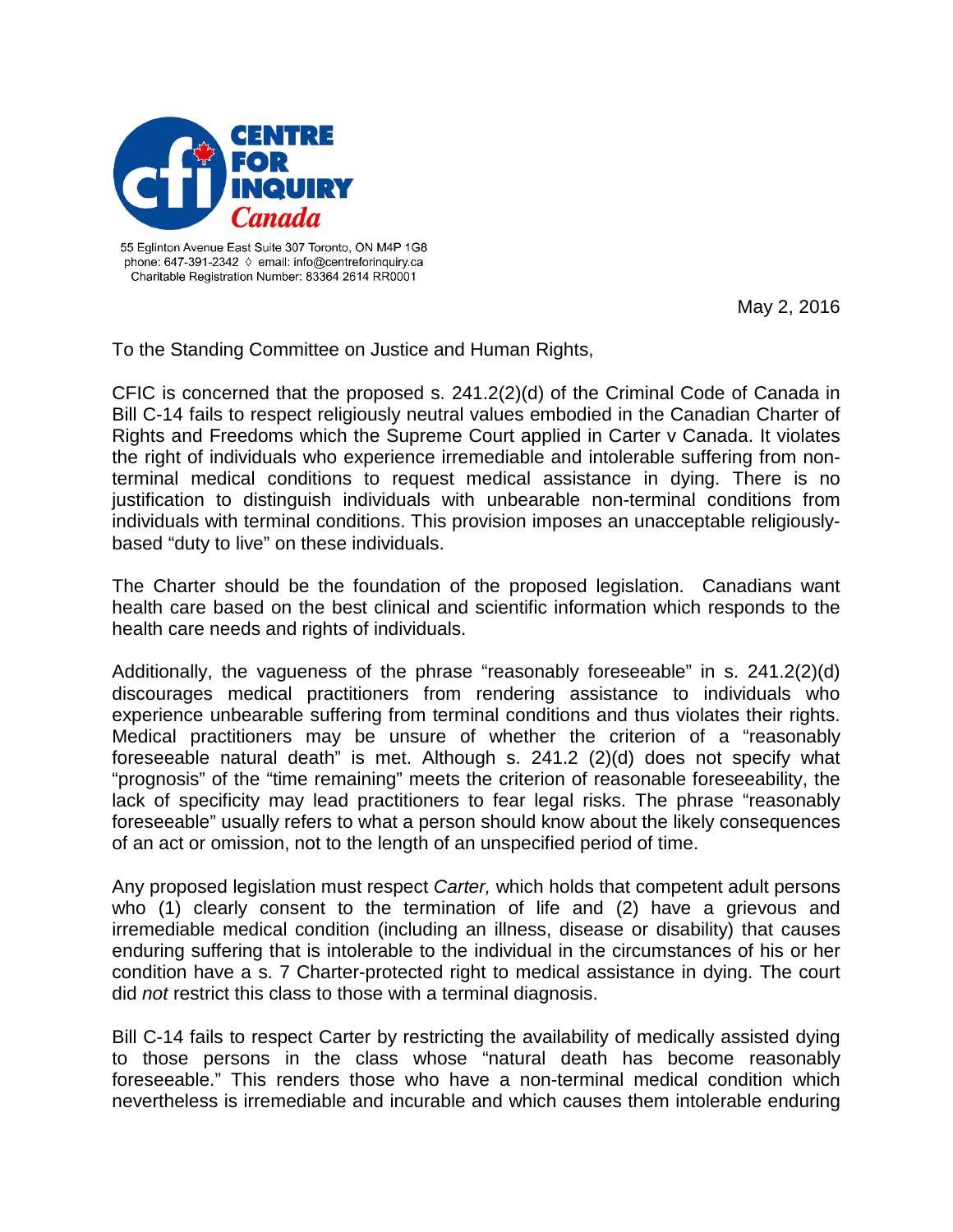CENTRE FOR INQUIRY *Canada*

55 Eglinton Avenue East Suite 307 Toronto, ON M4P 1G8
phone: 647-391-2342 ◊ email: info@centreforinquiry.ca
Charitable Registration Number: 83364 2614 RR0001

May 2, 2016

To the Standing Committee on Justice and Human Rights,

CFIC is concerned that the proposed s. 241.2(2)(d) of the Criminal Code of Canada in Bill C-14 fails to respect religiously neutral values embodied in the Canadian Charter of Rights and Freedoms which the Supreme Court applied in Carter v Canada. It violates the right of individuals who experience irremediable and intolerable suffering from non-terminal medical conditions to request medical assistance in dying. There is no justification to distinguish individuals with unbearable non-terminal conditions from individuals with terminal conditions. This provision imposes an unacceptable religiously-based "duty to live" on these individuals.

The Charter should be the foundation of the proposed legislation. Canadians want health care based on the best clinical and scientific information which responds to the health care needs and rights of individuals.

Additionally, the vagueness of the phrase "reasonably foreseeable" in s. 241.2(2)(d) discourages medical practitioners from rendering assistance to individuals who experience unbearable suffering from terminal conditions and thus violates their rights. Medical practitioners may be unsure of whether the criterion of a "reasonably foreseeable natural death" is met. Although s. 241.2 (2)(d) does not specify what "prognosis" of the "time remaining" meets the criterion of reasonable foreseeability, the lack of specificity may lead practitioners to fear legal risks. The phrase "reasonably foreseeable" usually refers to what a person should know about the likely consequences of an act or omission, not to the length of an unspecified period of time.

Any proposed legislation must respect *Carter,* which holds that competent adult persons who (1) clearly consent to the termination of life and (2) have a grievous and irremediable medical condition (including an illness, disease or disability) that causes enduring suffering that is intolerable to the individual in the circumstances of his or her condition have a s. 7 Charter-protected right to medical assistance in dying. The court did *not* restrict this class to those with a terminal diagnosis.

Bill C-14 fails to respect Carter by restricting the availability of medically assisted dying to those persons in the class whose "natural death has become reasonably foreseeable." This renders those who have a non-terminal medical condition which nevertheless is irremediable and incurable and which causes them intolerable enduring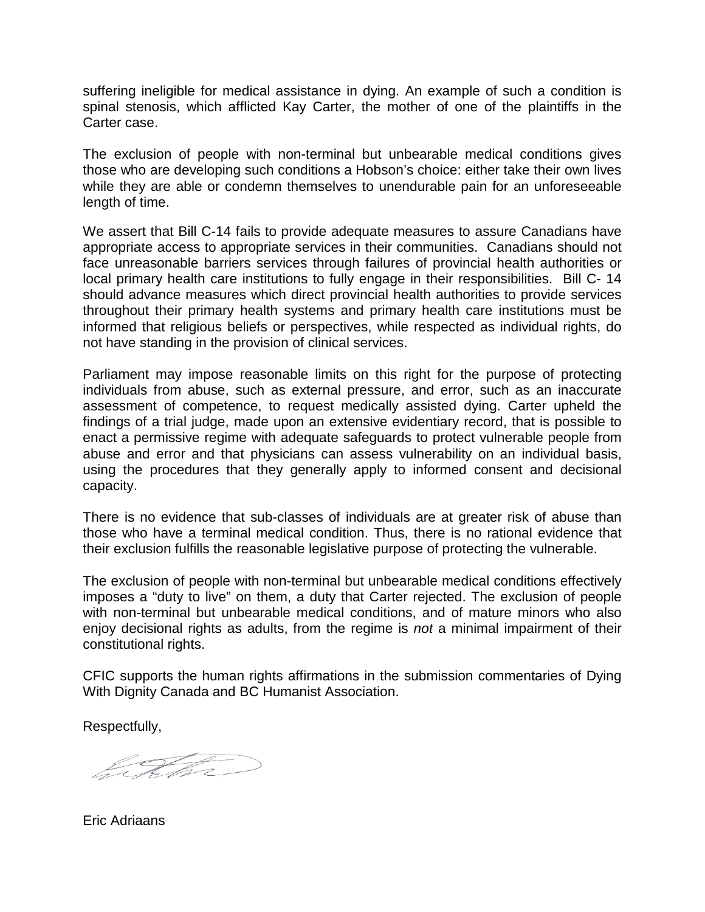suffering ineligible for medical assistance in dying. An example of such a condition is spinal stenosis, which afflicted Kay Carter, the mother of one of the plaintiffs in the Carter case.

The exclusion of people with non-terminal but unbearable medical conditions gives those who are developing such conditions a Hobson's choice: either take their own lives while they are able or condemn themselves to unendurable pain for an unforeseeable length of time.

We assert that Bill C-14 fails to provide adequate measures to assure Canadians have appropriate access to appropriate services in their communities. Canadians should not face unreasonable barriers services through failures of provincial health authorities or local primary health care institutions to fully engage in their responsibilities. Bill C- 14 should advance measures which direct provincial health authorities to provide services throughout their primary health systems and primary health care institutions must be informed that religious beliefs or perspectives, while respected as individual rights, do not have standing in the provision of clinical services.

Parliament may impose reasonable limits on this right for the purpose of protecting individuals from abuse, such as external pressure, and error, such as an inaccurate assessment of competence, to request medically assisted dying. Carter upheld the findings of a trial judge, made upon an extensive evidentiary record, that is possible to enact a permissive regime with adequate safeguards to protect vulnerable people from abuse and error and that physicians can assess vulnerability on an individual basis, using the procedures that they generally apply to informed consent and decisional capacity.

There is no evidence that sub-classes of individuals are at greater risk of abuse than those who have a terminal medical condition. Thus, there is no rational evidence that their exclusion fulfills the reasonable legislative purpose of protecting the vulnerable.

The exclusion of people with non-terminal but unbearable medical conditions effectively imposes a "duty to live" on them, a duty that Carter rejected. The exclusion of people with non-terminal but unbearable medical conditions, and of mature minors who also enjoy decisional rights as adults, from the regime is *not* a minimal impairment of their constitutional rights.

CFIC supports the human rights affirmations in the submission commentaries of Dying With Dignity Canada and BC Humanist Association.

Respectfully,

Eric Adriaans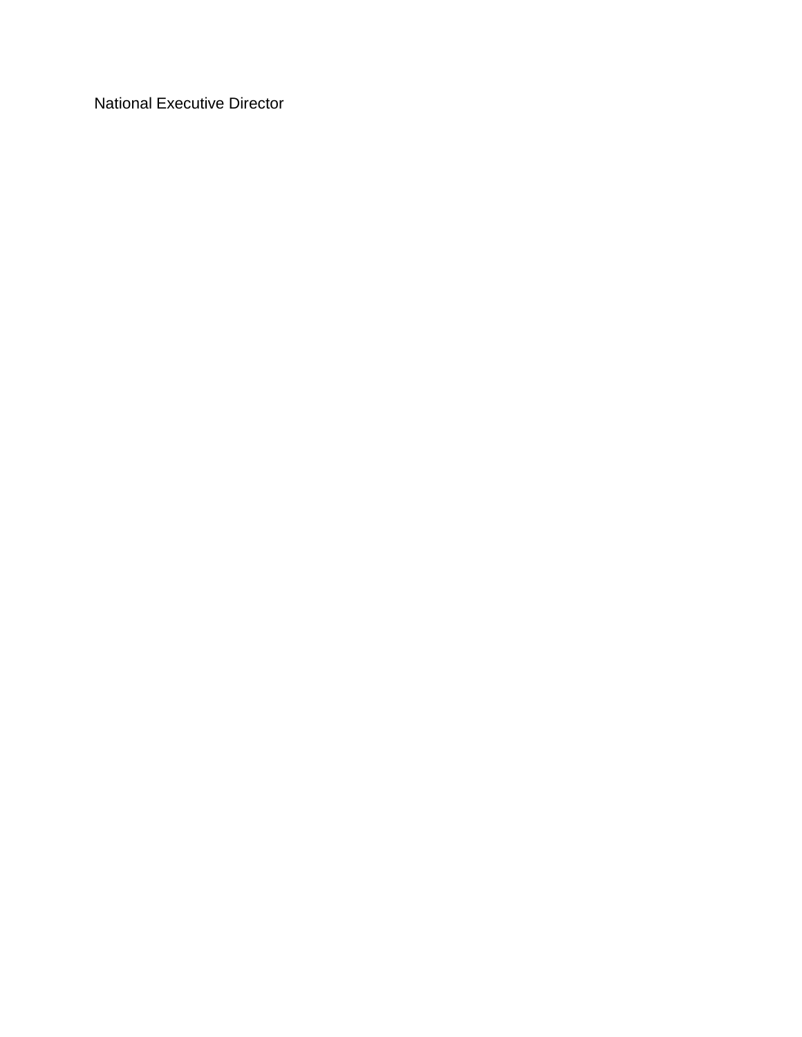National Executive Director